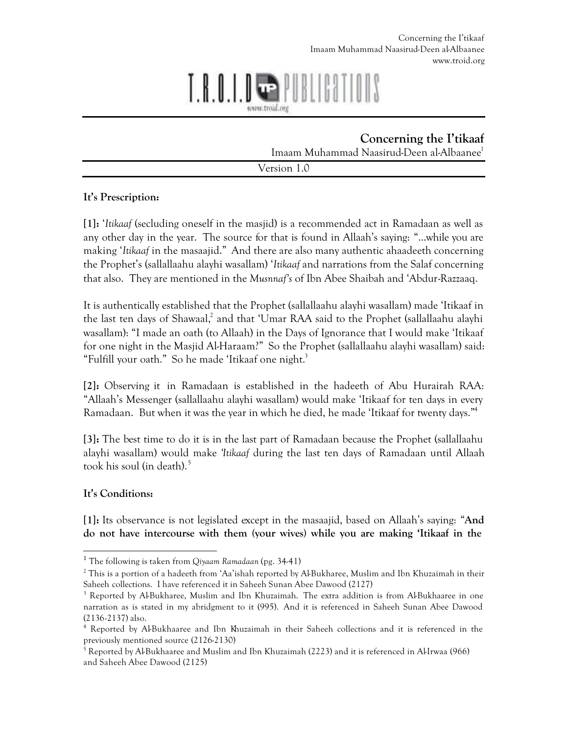# Concerning the I'tikaaf

Imaam Muhammad Naasirud-Deen al-Albaanee[1]

Version 1.0

**It's Prescription:**

**[1]:** '*Itikaaf* (secluding oneself in the masjid) is a recommended act in Ramadaan as well as any other day in the year. The source for that is found in Allaah's saying: "...while you are making '*Itikaaf* in the masaajid." And there are also many authentic ahaadeeth concerning the Prophet's (sallallaahu alayhi wasallam) '*Itikaaf* and narrations from the Salaf concerning that also. They are mentioned in the *Musnnaf's* of Ibn Abee Shaibah and 'Abdur-Razzaaq.

It is authentically established that the Prophet (sallallaahu alayhi wasallam) made 'Itikaaf in the last ten days of Shawaal,[2] and that 'Umar RAA said to the Prophet (sallallaahu alayhi wasallam): "I made an oath (to Allaah) in the Days of Ignorance that I would make 'Itikaaf for one night in the Masjid Al-Haraam?" So the Prophet (sallallaahu alayhi wasallam) said: "Fulfill your oath." So he made 'Itikaaf one night.[3]

**[2]:** Observing it in Ramadaan is established in the hadeeth of Abu Hurairah RAA: "Allaah's Messenger (sallallaahu alayhi wasallam) would make 'Itikaaf for ten days in every Ramadaan. But when it was the year in which he died, he made 'Itikaaf for twenty days."[4]

**[3]:** The best time to do it is in the last part of Ramadaan because the Prophet (sallallaahu alayhi wasallam) would make *'Itikaaf* during the last ten days of Ramadaan until Allaah took his soul (in death).[5]

**It's Conditions:**

**[1]:** Its observance is not legislated except in the masaajid, based on Allaah's saying: "**And do not have intercourse with them (your wives) while you are making 'Itikaaf in the**

---

[1] The following is taken from *Qiyaam Ramadaan* (pg. 34-41)

[2] This is a portion of a hadeeth from 'Aa'ishah reported by Al-Bukharee, Muslim and Ibn Khuzaimah in their Saheeh collections. I have referenced it in Saheeh Sunan Abee Dawood (2127)

[3] Reported by Al-Bukharee, Muslim and Ibn Khuzaimah. The extra addition is from Al-Bukhaaree in one narration as is stated in my abridgment to it (995). And it is referenced in Saheeh Sunan Abee Dawood (2136-2137) also.

[4] Reported by Al-Bukhaaree and Ibn Khuzaimah in their Saheeh collections and it is referenced in the previously mentioned source (2126-2130)

[5] Reported by Al-Bukhaaree and Muslim and Ibn Khuzaimah (2223) and it is referenced in Al-Irwaa (966) and Saheeh Abee Dawood (2125)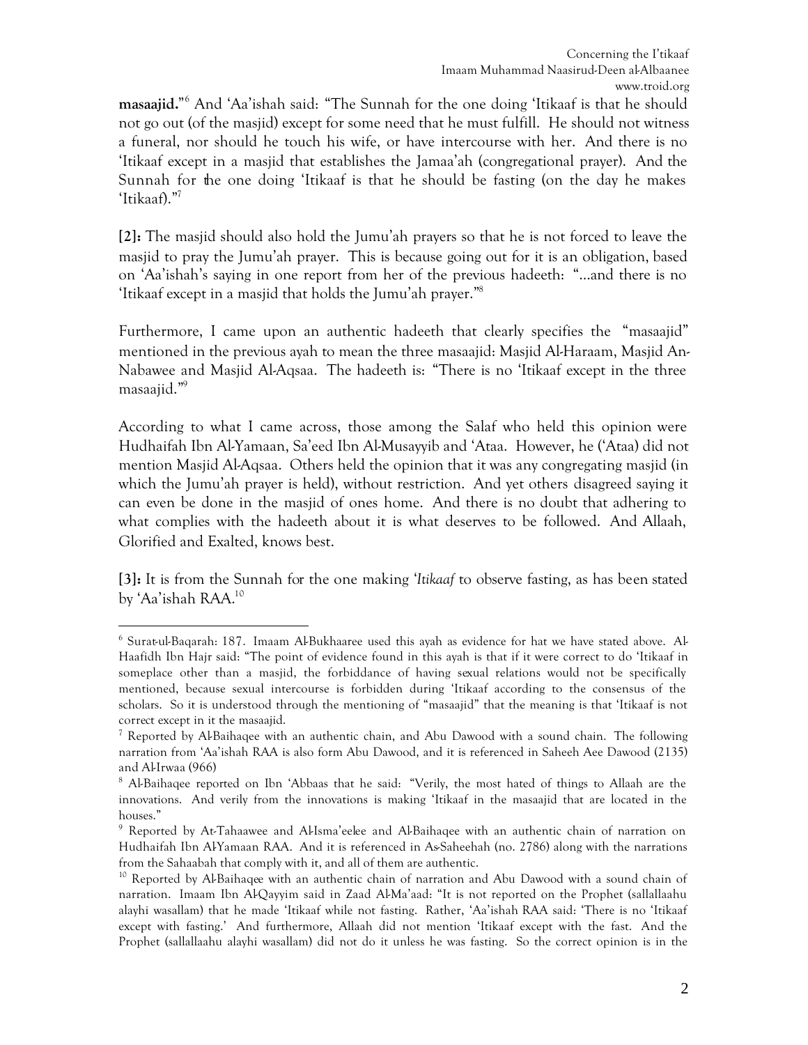**masaajid.**"[6] And 'Aa'ishah said: "The Sunnah for the one doing 'Itikaaf is that he should not go out (of the masjid) except for some need that he must fulfill. He should not witness a funeral, nor should he touch his wife, or have intercourse with her. And there is no 'Itikaaf except in a masjid that establishes the Jamaa'ah (congregational prayer). And the Sunnah for the one doing 'Itikaaf is that he should be fasting (on the day he makes 'Itikaaf)."[7]

**[2]:** The masjid should also hold the Jumu'ah prayers so that he is not forced to leave the masjid to pray the Jumu'ah prayer. This is because going out for it is an obligation, based on 'Aa'ishah's saying in one report from her of the previous hadeeth: "...and there is no 'Itikaaf except in a masjid that holds the Jumu'ah prayer."[8]

Furthermore, I came upon an authentic hadeeth that clearly specifies the "masaajid" mentioned in the previous ayah to mean the three masaajid: Masjid Al-Haraam, Masjid An-Nabawee and Masjid Al-Aqsaa. The hadeeth is: "There is no 'Itikaaf except in the three masaajid."[9]

According to what I came across, those among the Salaf who held this opinion were Hudhaifah Ibn Al-Yamaan, Sa'eed Ibn Al-Musayyib and 'Ataa. However, he ('Ataa) did not mention Masjid Al-Aqsaa. Others held the opinion that it was any congregating masjid (in which the Jumu'ah prayer is held), without restriction. And yet others disagreed saying it can even be done in the masjid of ones home. And there is no doubt that adhering to what complies with the hadeeth about it is what deserves to be followed. And Allaah, Glorified and Exalted, knows best.

**[3]:** It is from the Sunnah for the one making '*Itikaaf* to observe fasting, as has been stated by 'Aa'ishah RAA.[10]

---

[6] Surat-ul-Baqarah: 187. Imaam Al-Bukhaaree used this ayah as evidence for hat we have stated above. Al-Haafidh Ibn Hajr said: "The point of evidence found in this ayah is that if it were correct to do 'Itikaaf in someplace other than a masjid, the forbiddance of having sexual relations would not be specifically mentioned, because sexual intercourse is forbidden during 'Itikaaf according to the consensus of the scholars. So it is understood through the mentioning of "masaajid" that the meaning is that 'Itikaaf is not correct except in it the masaajid.

[7] Reported by Al-Baihaqee with an authentic chain, and Abu Dawood with a sound chain. The following narration from 'Aa'ishah RAA is also form Abu Dawood, and it is referenced in Saheeh Aee Dawood (2135) and Al-Irwaa (966)

[8] Al-Baihaqee reported on Ibn 'Abbaas that he said: "Verily, the most hated of things to Allaah are the innovations. And verily from the innovations is making 'Itikaaf in the masaajid that are located in the houses."

[9] Reported by At-Tahaawee and Al-Isma'eelee and Al-Baihaqee with an authentic chain of narration on Hudhaifah Ibn Al-Yamaan RAA. And it is referenced in As-Saheehah (no. 2786) along with the narrations from the Sahaabah that comply with it, and all of them are authentic.

[10] Reported by Al-Baihaqee with an authentic chain of narration and Abu Dawood with a sound chain of narration. Imaam Ibn Al-Qayyim said in Zaad Al-Ma'aad: "It is not reported on the Prophet (sallallaahu alayhi wasallam) that he made 'Itikaaf while not fasting. Rather, 'Aa'ishah RAA said: 'There is no 'Itikaaf except with fasting.' And furthermore, Allaah did not mention 'Itikaaf except with the fast. And the Prophet (sallallaahu alayhi wasallam) did not do it unless he was fasting. So the correct opinion is in the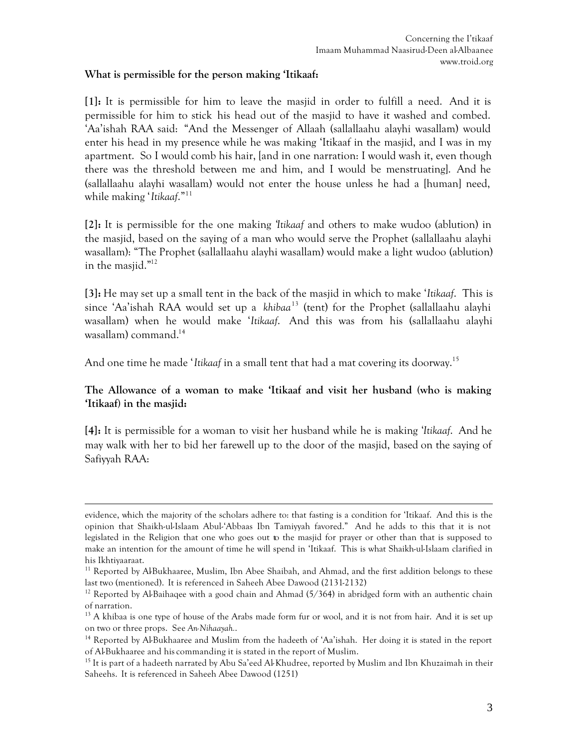**What is permissible for the person making 'Itikaaf:**

**[1]:** It is permissible for him to leave the masjid in order to fulfill a need. And it is permissible for him to stick his head out of the masjid to have it washed and combed. 'Aa'ishah RAA said: "And the Messenger of Allaah (sallallaahu alayhi wasallam) would enter his head in my presence while he was making 'Itikaaf in the masjid, and I was in my apartment. So I would comb his hair, [and in one narration: I would wash it, even though there was the threshold between me and him, and I would be menstruating]. And he (sallallaahu alayhi wasallam) would not enter the house unless he had a [human] need, while making '*Itikaaf*."[11]

**[2]:** It is permissible for the one making *'Itikaaf* and others to make wudoo (ablution) in the masjid, based on the saying of a man who would serve the Prophet (sallallaahu alayhi wasallam): "The Prophet (sallallaahu alayhi wasallam) would make a light wudoo (ablution) in the masjid."[12]

**[3]:** He may set up a small tent in the back of the masjid in which to make '*Itikaaf*. This is since 'Aa'ishah RAA would set up a *khibaa*[13] (tent) for the Prophet (sallallaahu alayhi wasallam) when he would make '*Itikaaf*. And this was from his (sallallaahu alayhi wasallam) command.[14]

And one time he made '*Itikaaf* in a small tent that had a mat covering its doorway.[15]

**The Allowance of a woman to make 'Itikaaf and visit her husband (who is making 'Itikaaf) in the masjid:**

**[4]:** It is permissible for a woman to visit her husband while he is making '*Itikaaf*. And he may walk with her to bid her farewell up to the door of the masjid, based on the saying of Safiyyah RAA:

---

evidence, which the majority of the scholars adhere to: that fasting is a condition for 'Itikaaf. And this is the opinion that Shaikh-ul-Islaam Abul-'Abbaas Ibn Tamiyyah favored." And he adds to this that it is not legislated in the Religion that one who goes out to the masjid for prayer or other than that is supposed to make an intention for the amount of time he will spend in 'Itikaaf. This is what Shaikh-ul-Islaam clarified in his Ikhtiyaaraat.

[11] Reported by Al-Bukhaaree, Muslim, Ibn Abee Shaibah, and Ahmad, and the first addition belongs to these last two (mentioned). It is referenced in Saheeh Abee Dawood (2131-2132)

[12] Reported by Al-Baihaqee with a good chain and Ahmad (5/364) in abridged form with an authentic chain of narration.

[13] A khibaa is one type of house of the Arabs made form fur or wool, and it is not from hair. And it is set up on two or three props. See *An-Nihaayah.*.

[14] Reported by Al-Bukhaaree and Muslim from the hadeeth of 'Aa'ishah. Her doing it is stated in the report of Al-Bukhaaree and his commanding it is stated in the report of Muslim.

[15] It is part of a hadeeth narrated by Abu Sa'eed Al-Khudree, reported by Muslim and Ibn Khuzaimah in their Saheehs. It is referenced in Saheeh Abee Dawood (1251)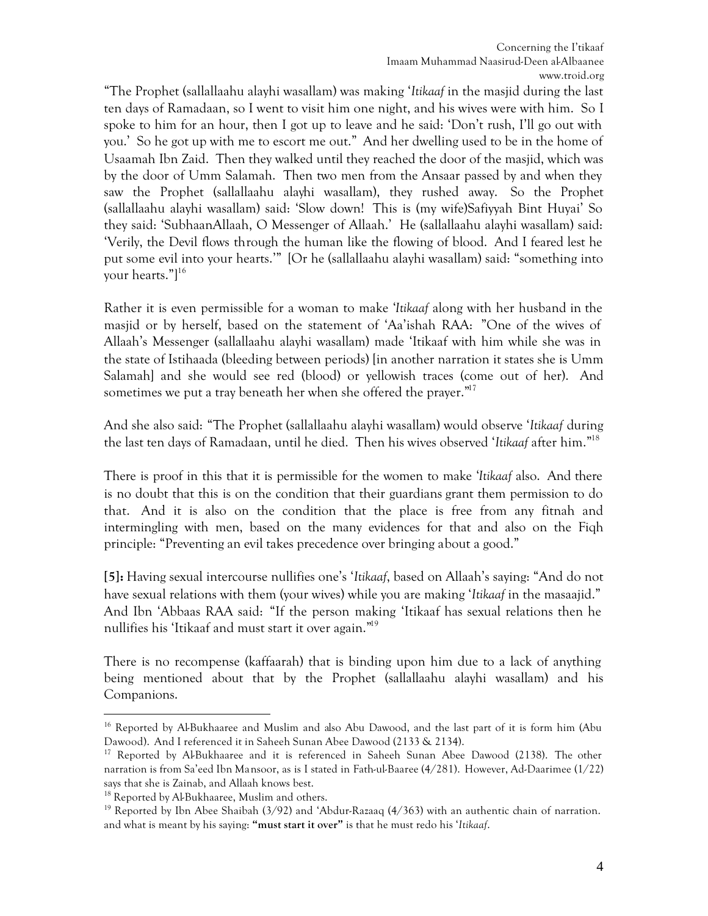"The Prophet (sallallaahu alayhi wasallam) was making '*Itikaaf* in the masjid during the last ten days of Ramadaan, so I went to visit him one night, and his wives were with him. So I spoke to him for an hour, then I got up to leave and he said: 'Don't rush, I'll go out with you.' So he got up with me to escort me out." And her dwelling used to be in the home of Usaamah Ibn Zaid. Then they walked until they reached the door of the masjid, which was by the door of Umm Salamah. Then two men from the Ansaar passed by and when they saw the Prophet (sallallaahu alayhi wasallam), they rushed away. So the Prophet (sallallaahu alayhi wasallam) said: 'Slow down! This is (my wife)Safiyyah Bint Huyai' So they said: 'SubhaanAllaah, O Messenger of Allaah.' He (sallallaahu alayhi wasallam) said: 'Verily, the Devil flows through the human like the flowing of blood. And I feared lest he put some evil into your hearts.'" [Or he (sallallaahu alayhi wasallam) said: "something into your hearts."][16]

Rather it is even permissible for a woman to make '*Itikaaf* along with her husband in the masjid or by herself, based on the statement of 'Aa'ishah RAA: "One of the wives of Allaah's Messenger (sallallaahu alayhi wasallam) made 'Itikaaf with him while she was in the state of Istihaada (bleeding between periods) [in another narration it states she is Umm Salamah] and she would see red (blood) or yellowish traces (come out of her). And sometimes we put a tray beneath her when she offered the prayer."[17]

And she also said: "The Prophet (sallallaahu alayhi wasallam) would observe '*Itikaaf* during the last ten days of Ramadaan, until he died. Then his wives observed '*Itikaaf* after him."[18]

There is proof in this that it is permissible for the women to make '*Itikaaf* also. And there is no doubt that this is on the condition that their guardians grant them permission to do that. And it is also on the condition that the place is free from any fitnah and intermingling with men, based on the many evidences for that and also on the Fiqh principle: "Preventing an evil takes precedence over bringing about a good."

**[5]:** Having sexual intercourse nullifies one's '*Itikaaf*, based on Allaah's saying: "And do not have sexual relations with them (your wives) while you are making '*Itikaaf* in the masaajid." And Ibn 'Abbaas RAA said: "If the person making 'Itikaaf has sexual relations then he nullifies his 'Itikaaf and must start it over again."[19]

There is no recompense (kaffaarah) that is binding upon him due to a lack of anything being mentioned about that by the Prophet (sallallaahu alayhi wasallam) and his Companions.

---

[16] Reported by Al-Bukhaaree and Muslim and also Abu Dawood, and the last part of it is form him (Abu Dawood). And I referenced it in Saheeh Sunan Abee Dawood (2133 & 2134).

[17] Reported by Al-Bukhaaree and it is referenced in Saheeh Sunan Abee Dawood (2138). The other narration is from Sa'eed Ibn Mansoor, as is I stated in Fath-ul-Baaree (4/281). However, Ad-Daarimee (1/22) says that she is Zainab, and Allaah knows best.

[18] Reported by Al-Bukhaaree, Muslim and others.

[19] Reported by Ibn Abee Shaibah (3/92) and 'Abdur-Razaaq (4/363) with an authentic chain of narration. and what is meant by his saying: **"must start it over"** is that he must redo his '*Itikaaf*.